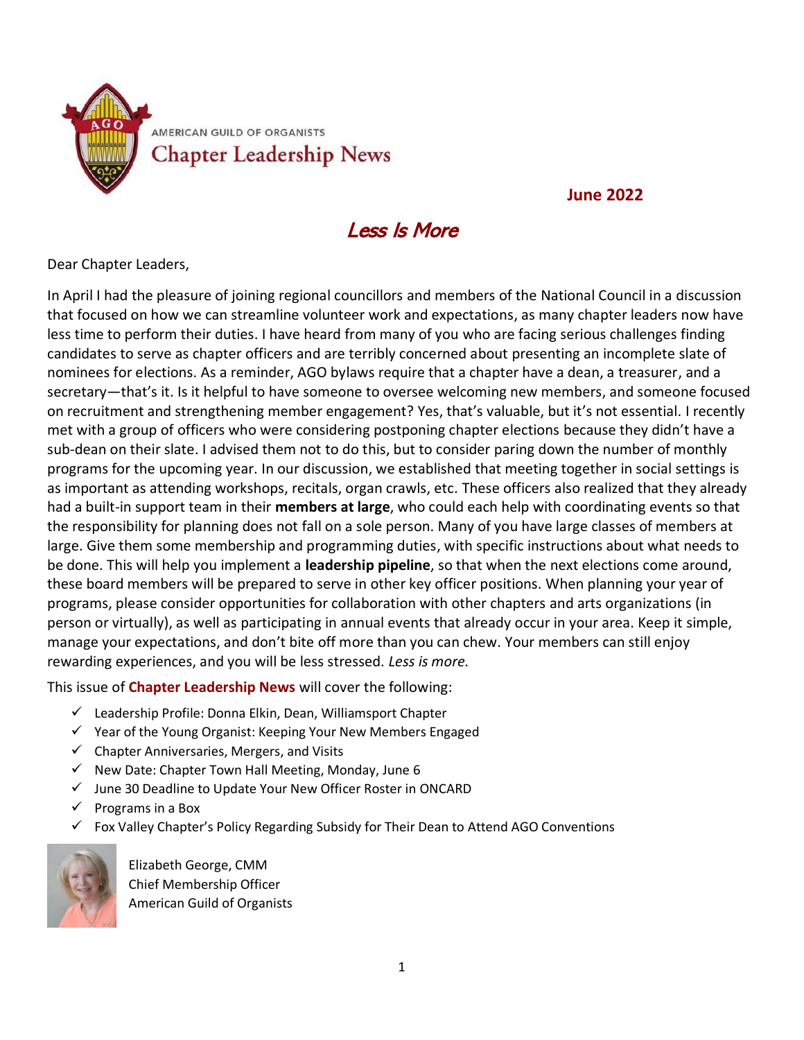AMERICAN GUILD OF ORGANISTS

# Chapter Leadership News

**June 2022**

## *Less Is More*

Dear Chapter Leaders,

In April I had the pleasure of joining regional councillors and members of the National Council in a discussion that focused on how we can streamline volunteer work and expectations, as many chapter leaders now have less time to perform their duties. I have heard from many of you who are facing serious challenges finding candidates to serve as chapter officers and are terribly concerned about presenting an incomplete slate of nominees for elections. As a reminder, AGO bylaws require that a chapter have a dean, a treasurer, and a secretary—that's it. Is it helpful to have someone to oversee welcoming new members, and someone focused on recruitment and strengthening member engagement? Yes, that's valuable, but it's not essential. I recently met with a group of officers who were considering postponing chapter elections because they didn't have a sub-dean on their slate. I advised them not to do this, but to consider paring down the number of monthly programs for the upcoming year. In our discussion, we established that meeting together in social settings is as important as attending workshops, recitals, organ crawls, etc. These officers also realized that they already had a built-in support team in their **members at large**, who could each help with coordinating events so that the responsibility for planning does not fall on a sole person. Many of you have large classes of members at large. Give them some membership and programming duties, with specific instructions about what needs to be done. This will help you implement a **leadership pipeline**, so that when the next elections come around, these board members will be prepared to serve in other key officer positions. When planning your year of programs, please consider opportunities for collaboration with other chapters and arts organizations (in person or virtually), as well as participating in annual events that already occur in your area. Keep it simple, manage your expectations, and don't bite off more than you can chew. Your members can still enjoy rewarding experiences, and you will be less stressed. *Less is more.*

This issue of **Chapter Leadership News** will cover the following:

- ✓ Leadership Profile: Donna Elkin, Dean, Williamsport Chapter
- ✓ Year of the Young Organist: Keeping Your New Members Engaged
- ✓ Chapter Anniversaries, Mergers, and Visits
- ✓ New Date: Chapter Town Hall Meeting, Monday, June 6
- ✓ June 30 Deadline to Update Your New Officer Roster in ONCARD
- ✓ Programs in a Box
- ✓ Fox Valley Chapter's Policy Regarding Subsidy for Their Dean to Attend AGO Conventions

Elizabeth George, CMM
Chief Membership Officer
American Guild of Organists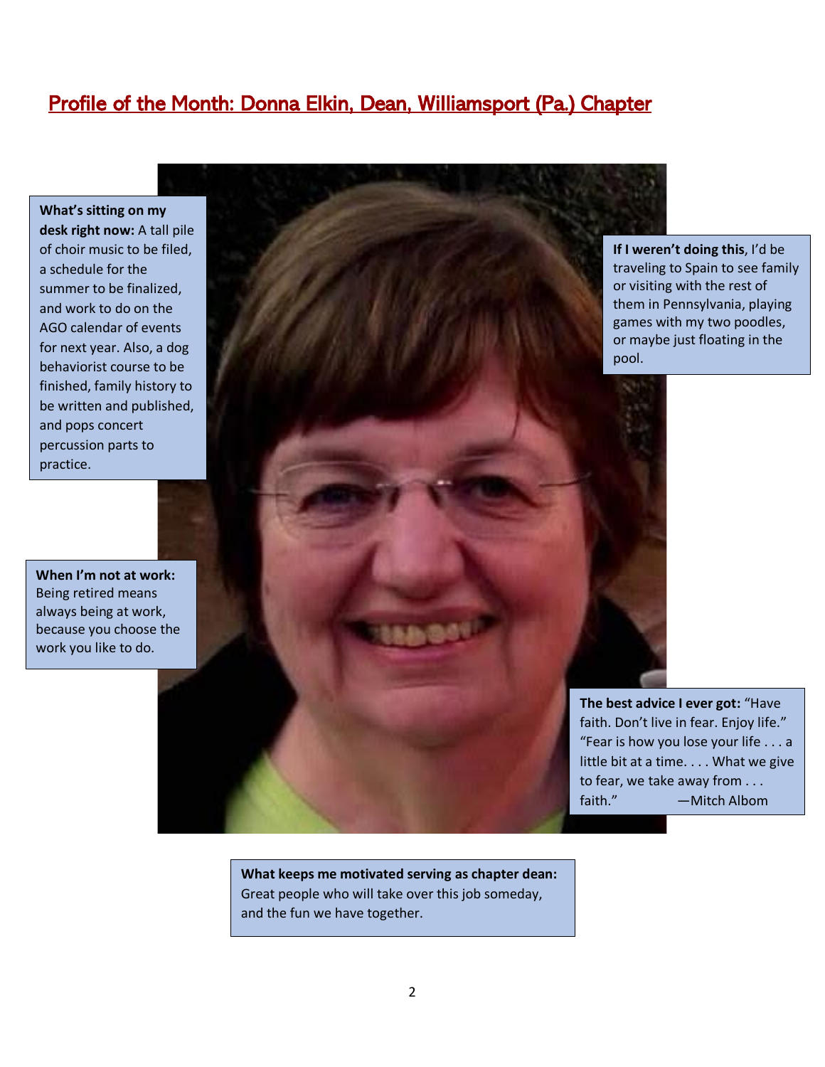## Profile of the Month: Donna Elkin, Dean, Williamsport (Pa.) Chapter

**What's sitting on my desk right now:** A tall pile of choir music to be filed, a schedule for the summer to be finalized, and work to do on the AGO calendar of events for next year. Also, a dog behaviorist course to be finished, family history to be written and published, and pops concert percussion parts to practice.

**If I weren't doing this**, I'd be traveling to Spain to see family or visiting with the rest of them in Pennsylvania, playing games with my two poodles, or maybe just floating in the pool.

**When I'm not at work:** Being retired means always being at work, because you choose the work you like to do.

**The best advice I ever got:** "Have faith. Don't live in fear. Enjoy life." "Fear is how you lose your life . . . a little bit at a time. . . . What we give to fear, we take away from . . . faith." —Mitch Albom

**What keeps me motivated serving as chapter dean:** Great people who will take over this job someday, and the fun we have together.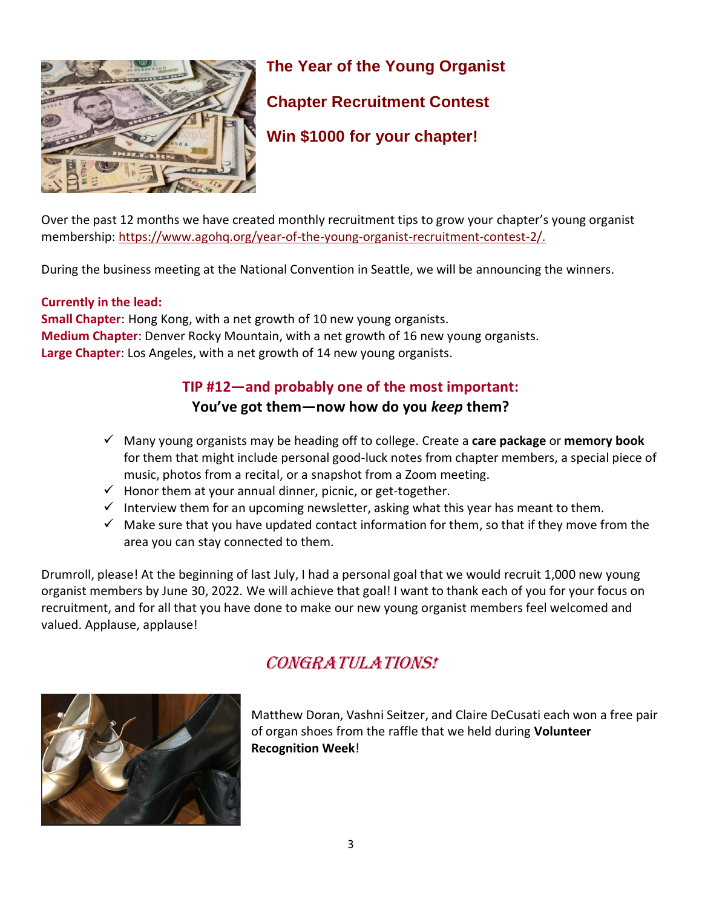## The Year of the Young Organist

## Chapter Recruitment Contest

## Win $1000 for your chapter!

Over the past 12 months we have created monthly recruitment tips to grow your chapter's young organist membership: https://www.agohq.org/year-of-the-young-organist-recruitment-contest-2/.

During the business meeting at the National Convention in Seattle, we will be announcing the winners.

**Currently in the lead:**
**Small Chapter**: Hong Kong, with a net growth of 10 new young organists.
**Medium Chapter**: Denver Rocky Mountain, with a net growth of 16 new young organists.
**Large Chapter**: Los Angeles, with a net growth of 14 new young organists.

### TIP #12—and probably one of the most important:
### You've got them—now how do you *keep* them?

- ✓ Many young organists may be heading off to college. Create a **care package** or **memory book** for them that might include personal good-luck notes from chapter members, a special piece of music, photos from a recital, or a snapshot from a Zoom meeting.
- ✓ Honor them at your annual dinner, picnic, or get-together.
- ✓ Interview them for an upcoming newsletter, asking what this year has meant to them.
- ✓ Make sure that you have updated contact information for them, so that if they move from the area you can stay connected to them.

Drumroll, please! At the beginning of last July, I had a personal goal that we would recruit 1,000 new young organist members by June 30, 2022. We will achieve that goal! I want to thank each of you for your focus on recruitment, and for all that you have done to make our new young organist members feel welcomed and valued. Applause, applause!

## *CONGRATULATIONS!*

Matthew Doran, Vashni Seitzer, and Claire DeCusati each won a free pair of organ shoes from the raffle that we held during **Volunteer Recognition Week**!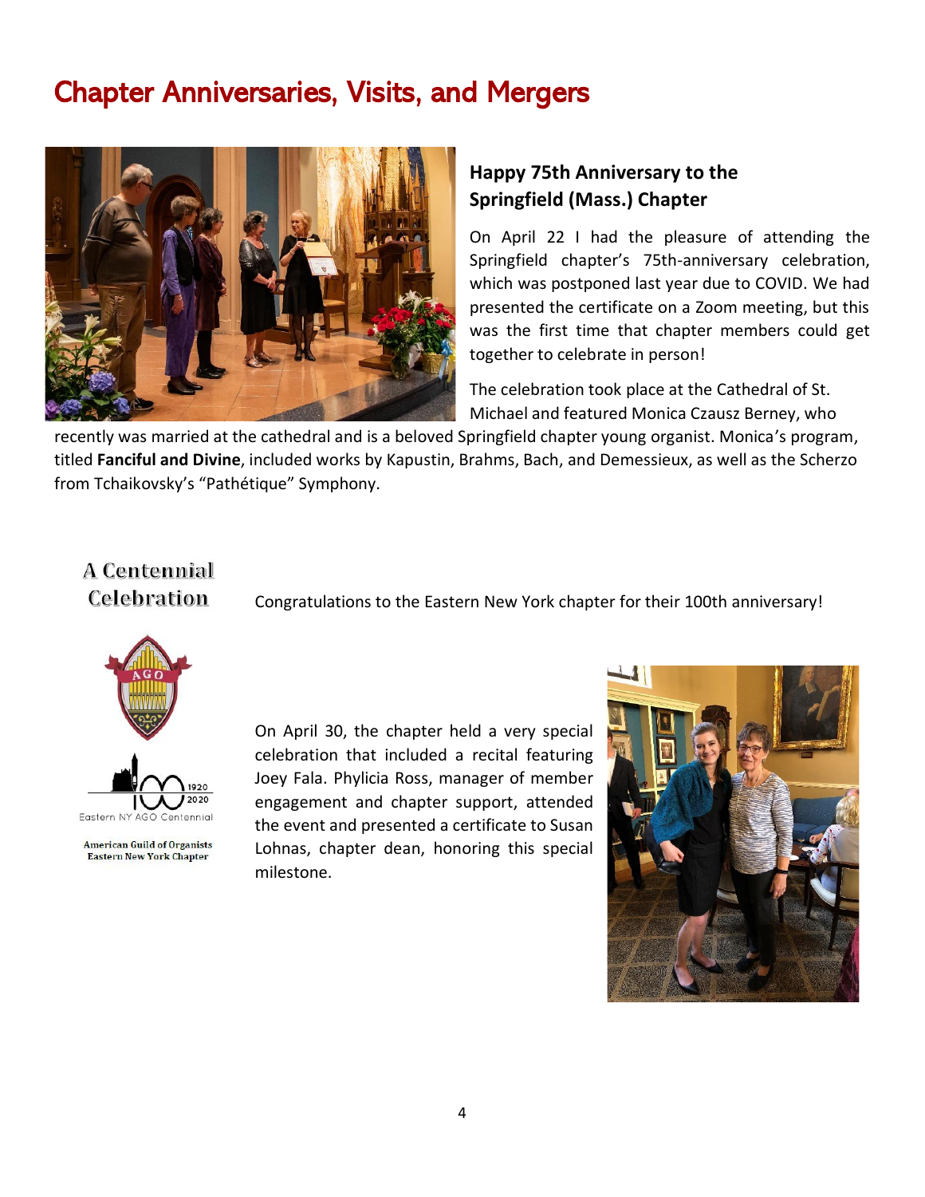# Chapter Anniversaries, Visits, and Mergers

## Happy 75th Anniversary to the Springfield (Mass.) Chapter

On April 22 I had the pleasure of attending the Springfield chapter's 75th-anniversary celebration, which was postponed last year due to COVID. We had presented the certificate on a Zoom meeting, but this was the first time that chapter members could get together to celebrate in person!

The celebration took place at the Cathedral of St. Michael and featured Monica Czausz Berney, who recently was married at the cathedral and is a beloved Springfield chapter young organist. Monica's program, titled **Fanciful and Divine**, included works by Kapustin, Brahms, Bach, and Demessieux, as well as the Scherzo from Tchaikovsky's "Pathétique" Symphony.

## A Centennial Celebration

Congratulations to the Eastern New York chapter for their 100th anniversary!

1920 2020

Eastern NY AGO Centennial

American Guild of Organists
Eastern New York Chapter

On April 30, the chapter held a very special celebration that included a recital featuring Joey Fala. Phylicia Ross, manager of member engagement and chapter support, attended the event and presented a certificate to Susan Lohnas, chapter dean, honoring this special milestone.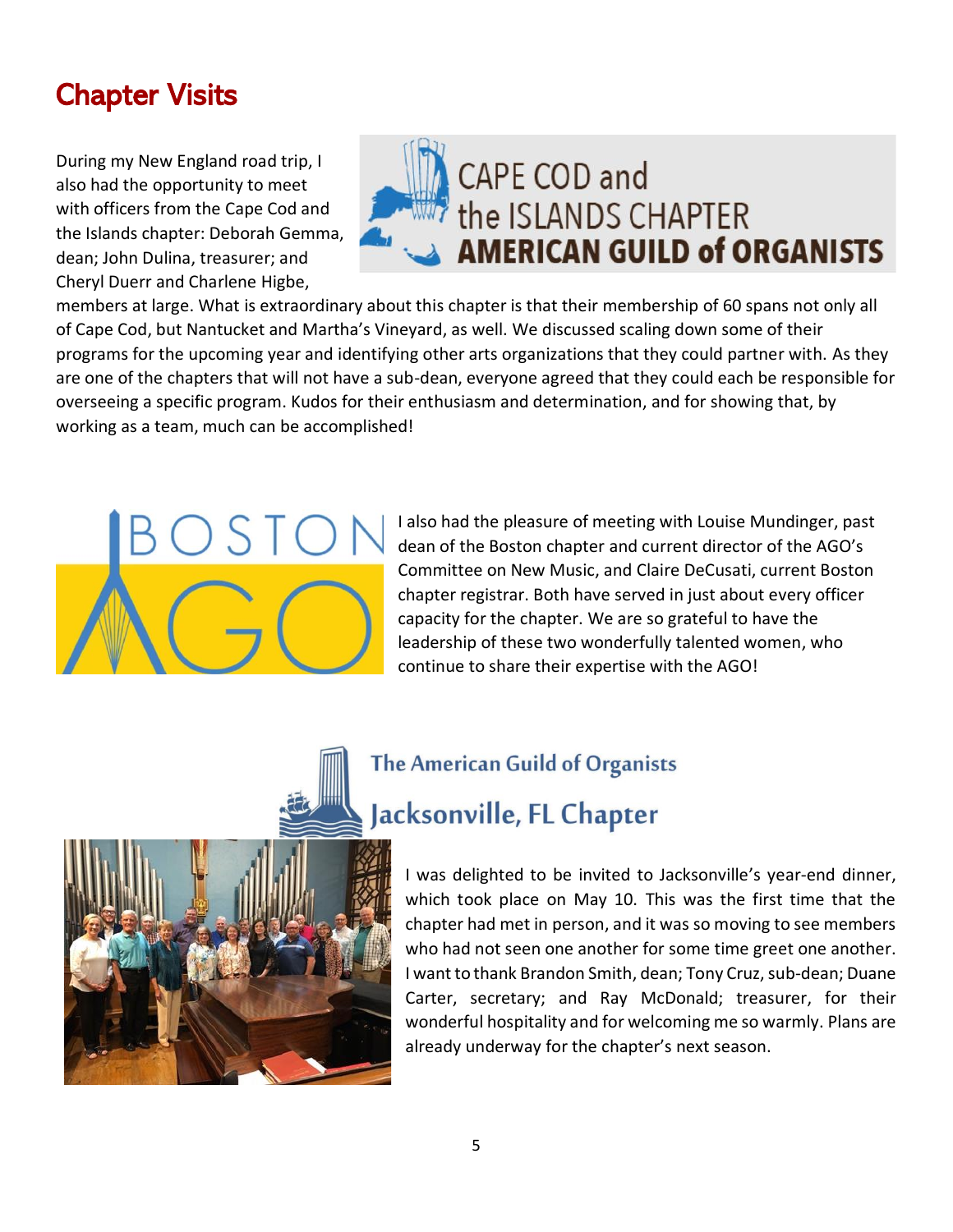## Chapter Visits

During my New England road trip, I also had the opportunity to meet with officers from the Cape Cod and the Islands chapter: Deborah Gemma, dean; John Dulina, treasurer; and Cheryl Duerr and Charlene Higbe, members at large. What is extraordinary about this chapter is that their membership of 60 spans not only all of Cape Cod, but Nantucket and Martha's Vineyard, as well. We discussed scaling down some of their programs for the upcoming year and identifying other arts organizations that they could partner with. As they are one of the chapters that will not have a sub-dean, everyone agreed that they could each be responsible for overseeing a specific program. Kudos for their enthusiasm and determination, and for showing that, by working as a team, much can be accomplished!

I also had the pleasure of meeting with Louise Mundinger, past dean of the Boston chapter and current director of the AGO's Committee on New Music, and Claire DeCusati, current Boston chapter registrar. Both have served in just about every officer capacity for the chapter. We are so grateful to have the leadership of these two wonderfully talented women, who continue to share their expertise with the AGO!

I was delighted to be invited to Jacksonville's year-end dinner, which took place on May 10. This was the first time that the chapter had met in person, and it was so moving to see members who had not seen one another for some time greet one another. I want to thank Brandon Smith, dean; Tony Cruz, sub-dean; Duane Carter, secretary; and Ray McDonald; treasurer, for their wonderful hospitality and for welcoming me so warmly. Plans are already underway for the chapter's next season.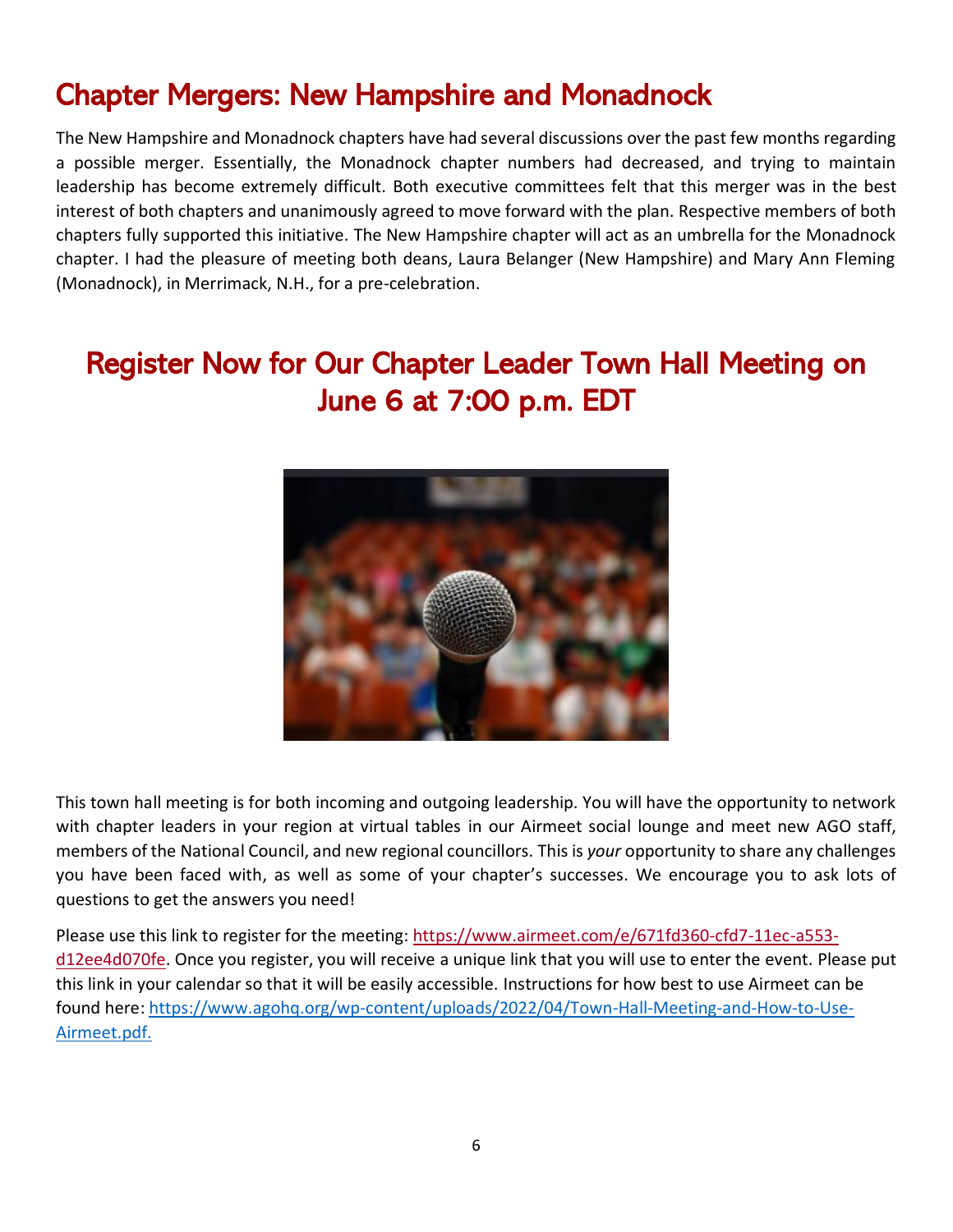## Chapter Mergers: New Hampshire and Monadnock

The New Hampshire and Monadnock chapters have had several discussions over the past few months regarding a possible merger. Essentially, the Monadnock chapter numbers had decreased, and trying to maintain leadership has become extremely difficult. Both executive committees felt that this merger was in the best interest of both chapters and unanimously agreed to move forward with the plan. Respective members of both chapters fully supported this initiative. The New Hampshire chapter will act as an umbrella for the Monadnock chapter. I had the pleasure of meeting both deans, Laura Belanger (New Hampshire) and Mary Ann Fleming (Monadnock), in Merrimack, N.H., for a pre-celebration.

## Register Now for Our Chapter Leader Town Hall Meeting on June 6 at 7:00 p.m. EDT

This town hall meeting is for both incoming and outgoing leadership. You will have the opportunity to network with chapter leaders in your region at virtual tables in our Airmeet social lounge and meet new AGO staff, members of the National Council, and new regional councillors. This is *your* opportunity to share any challenges you have been faced with, as well as some of your chapter's successes. We encourage you to ask lots of questions to get the answers you need!

Please use this link to register for the meeting: https://www.airmeet.com/e/671fd360-cfd7-11ec-a553-d12ee4d070fe. Once you register, you will receive a unique link that you will use to enter the event. Please put this link in your calendar so that it will be easily accessible. Instructions for how best to use Airmeet can be found here: https://www.agohq.org/wp-content/uploads/2022/04/Town-Hall-Meeting-and-How-to-Use-Airmeet.pdf.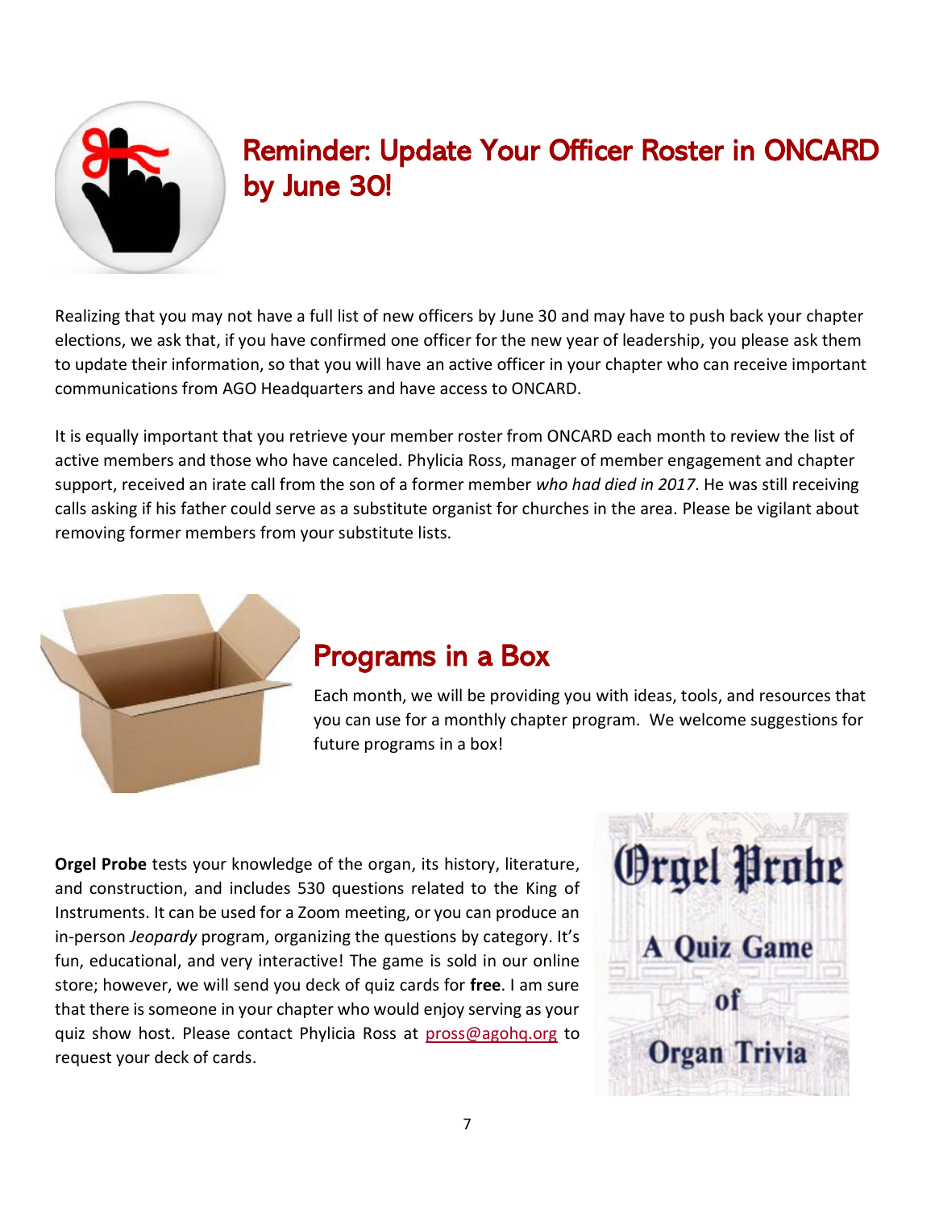## Reminder: Update Your Officer Roster in ONCARD by June 30!

Realizing that you may not have a full list of new officers by June 30 and may have to push back your chapter elections, we ask that, if you have confirmed one officer for the new year of leadership, you please ask them to update their information, so that you will have an active officer in your chapter who can receive important communications from AGO Headquarters and have access to ONCARD.

It is equally important that you retrieve your member roster from ONCARD each month to review the list of active members and those who have canceled. Phylicia Ross, manager of member engagement and chapter support, received an irate call from the son of a former member *who had died in 2017*. He was still receiving calls asking if his father could serve as a substitute organist for churches in the area. Please be vigilant about removing former members from your substitute lists.

## Programs in a Box

Each month, we will be providing you with ideas, tools, and resources that you can use for a monthly chapter program. We welcome suggestions for future programs in a box!

**Orgel Probe** tests your knowledge of the organ, its history, literature, and construction, and includes 530 questions related to the King of Instruments. It can be used for a Zoom meeting, or you can produce an in-person *Jeopardy* program, organizing the questions by category. It's fun, educational, and very interactive! The game is sold in our online store; however, we will send you deck of quiz cards for **free**. I am sure that there is someone in your chapter who would enjoy serving as your quiz show host. Please contact Phylicia Ross at pross@agohq.org to request your deck of cards.

Orgel Probe
A Quiz Game of Organ Trivia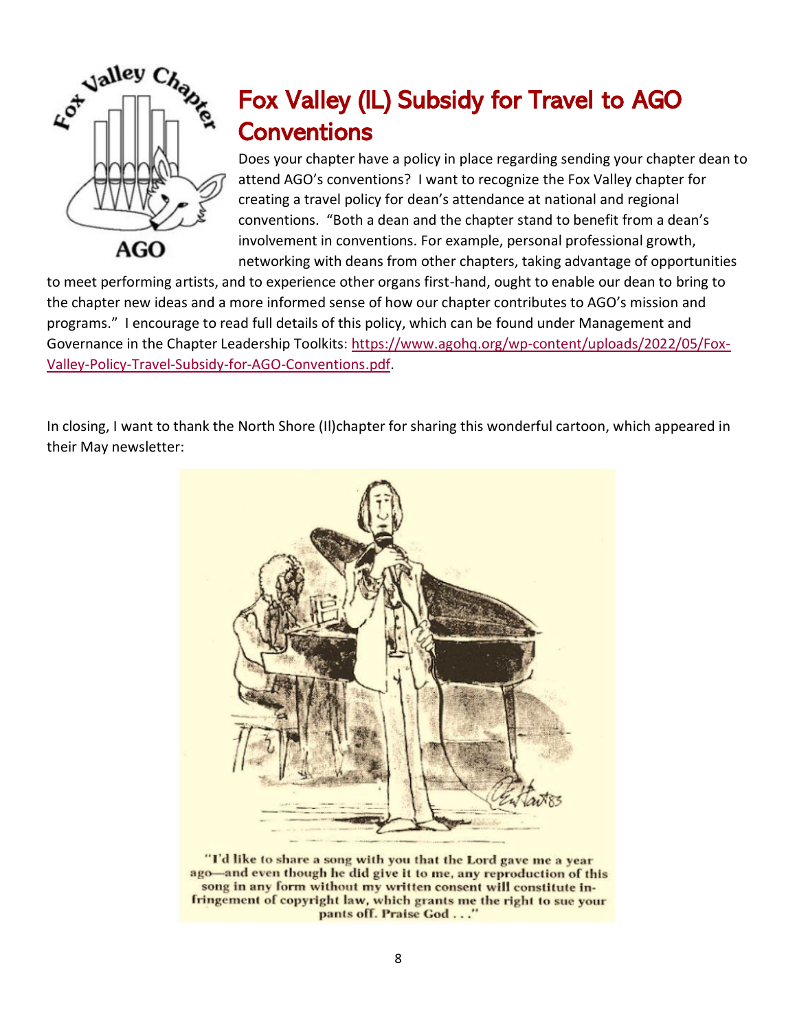# Fox Valley (IL) Subsidy for Travel to AGO Conventions

Does your chapter have a policy in place regarding sending your chapter dean to attend AGO's conventions? I want to recognize the Fox Valley chapter for creating a travel policy for dean's attendance at national and regional conventions. "Both a dean and the chapter stand to benefit from a dean's involvement in conventions. For example, personal professional growth, networking with deans from other chapters, taking advantage of opportunities to meet performing artists, and to experience other organs first-hand, ought to enable our dean to bring to the chapter new ideas and a more informed sense of how our chapter contributes to AGO's mission and programs." I encourage to read full details of this policy, which can be found under Management and Governance in the Chapter Leadership Toolkits: [https://www.agohq.org/wp-content/uploads/2022/05/Fox-Valley-Policy-Travel-Subsidy-for-AGO-Conventions.pdf](https://www.agohq.org/wp-content/uploads/2022/05/Fox-Valley-Policy-Travel-Subsidy-for-AGO-Conventions.pdf).

In closing, I want to thank the North Shore (Il)chapter for sharing this wonderful cartoon, which appeared in their May newsletter:

"I'd like to share a song with you that the Lord gave me a year ago—and even though he did give it to me, any reproduction of this song in any form without my written consent will constitute infringement of copyright law, which grants me the right to sue your pants off. Praise God . . ."